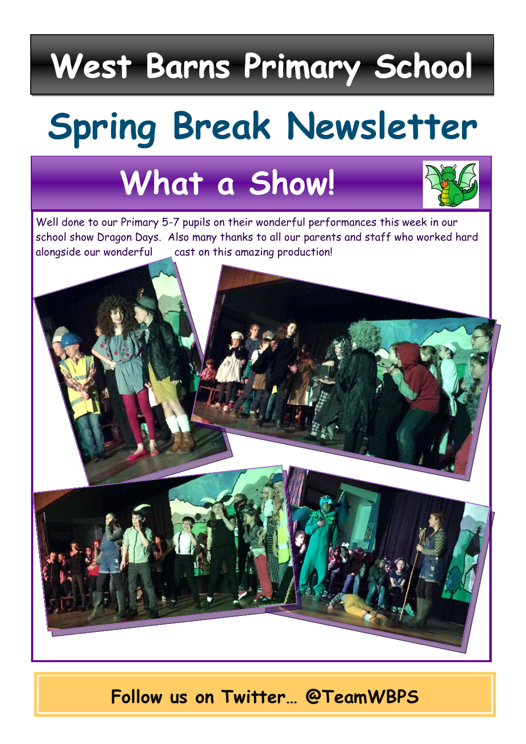# West Barns Primary School

# Spring Break Newsletter

## What a Show!

Well done to our Primary 5-7 pupils on their wonderful performances this week in our school show Dragon Days. Also many thanks to all our parents and staff who worked hard alongside our wonderful cast on this amazing production!

**Follow us on Twitter… @TeamWBPS**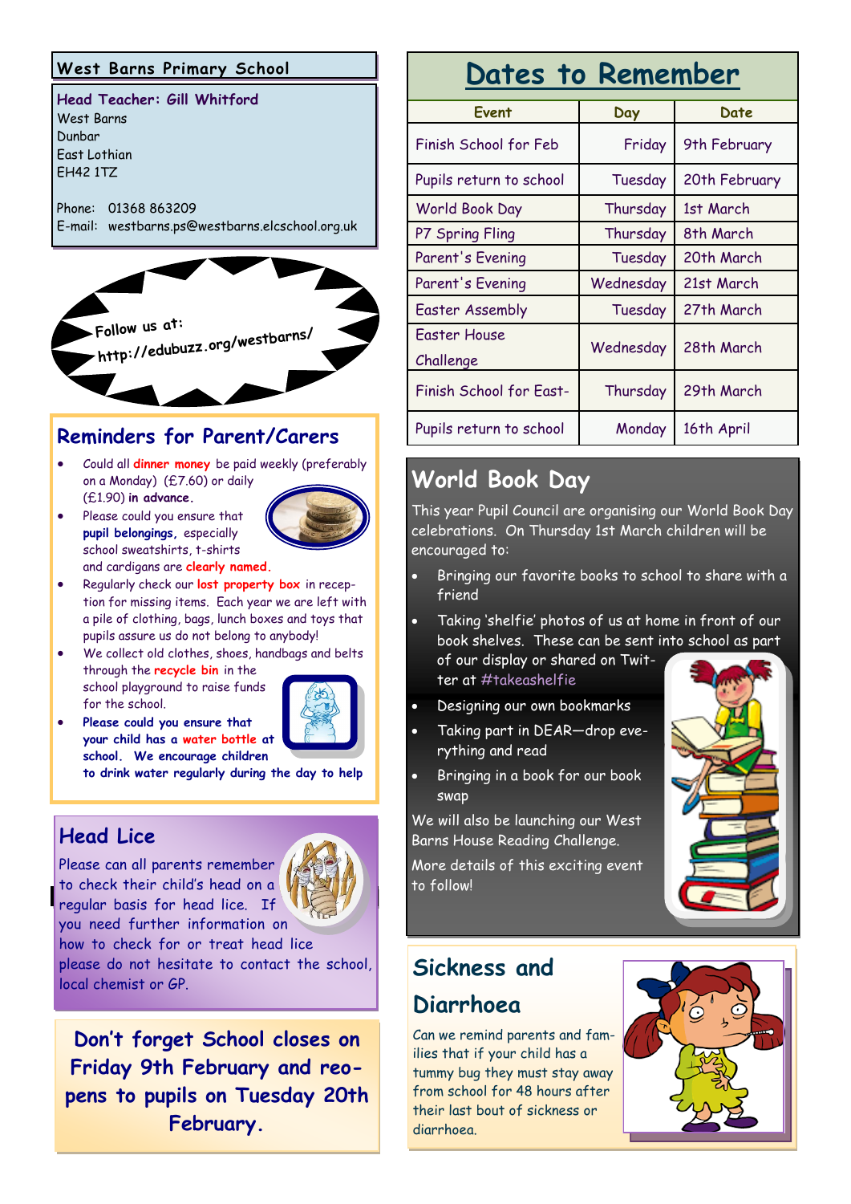## West Barns Primary School

**Head Teacher: Gill Whitford**
West Barns
Dunbar
East Lothian
EH42 1TZ

Phone: 01368 863209
E-mail: westbarns.ps@westbarns.elcschool.org.uk

Follow us at:
http://edubuzz.org/westbarns/

## Reminders for Parent/Carers

- Could all **dinner money** be paid weekly (preferably on a Monday) (£7.60) or daily (£1.90) **in advance.**
- Please could you ensure that **pupil belongings,** especially school sweatshirts, t-shirts and cardigans are **clearly named.**
- Regularly check our **lost property box** in reception for missing items. Each year we are left with a pile of clothing, bags, lunch boxes and toys that pupils assure us do not belong to anybody!
- We collect old clothes, shoes, handbags and belts through the **recycle bin** in the school playground to raise funds for the school.
- **Please could you ensure that your child has a water bottle at school. We encourage children to drink water regularly during the day to help**

## Head Lice

Please can all parents remember to check their child's head on a regular basis for head lice. If you need further information on how to check for or treat head lice please do not hesitate to contact the school, local chemist or GP.

**Don't forget School closes on Friday 9th February and reopens to pupils on Tuesday 20th February.**

# Dates to Remember

| Event | Day | Date |
|---|---|---|
| Finish School for Feb | Friday | 9th February |
| Pupils return to school | Tuesday | 20th February |
| World Book Day | Thursday | 1st March |
| P7 Spring Fling | Thursday | 8th March |
| Parent's Evening | Tuesday | 20th March |
| Parent's Evening | Wednesday | 21st March |
| Easter Assembly | Tuesday | 27th March |
| Easter House Challenge | Wednesday | 28th March |
| Finish School for East- | Thursday | 29th March |
| Pupils return to school | Monday | 16th April |

## World Book Day

This year Pupil Council are organising our World Book Day celebrations. On Thursday 1st March children will be encouraged to:

- Bringing our favorite books to school to share with a friend
- Taking 'shelfie' photos of us at home in front of our book shelves. These can be sent into school as part of our display or shared on Twitter at #takeashelfie
- Designing our own bookmarks
- Taking part in DEAR—drop everything and read
- Bringing in a book for our book swap

We will also be launching our West Barns House Reading Challenge.

More details of this exciting event to follow!

## Sickness and Diarrhoea

Can we remind parents and families that if your child has a tummy bug they must stay away from school for 48 hours after their last bout of sickness or diarrhoea.